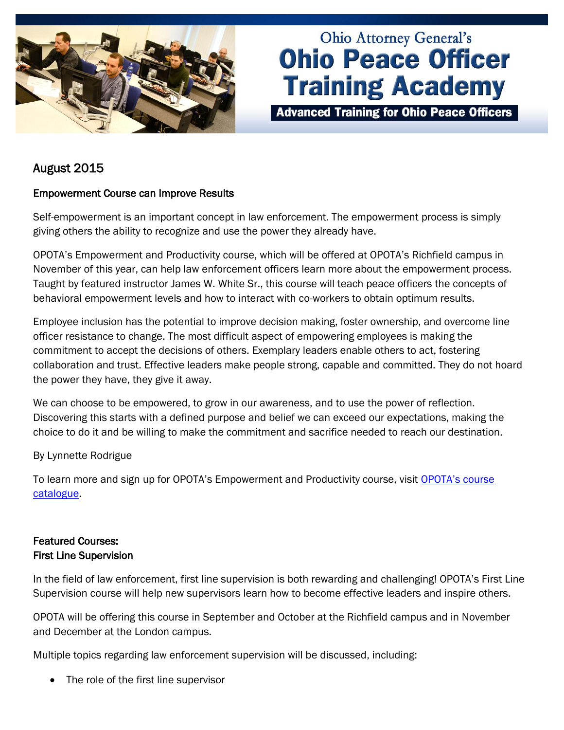# Ohio Attorney General's Ohio Peace Officer Training Academy

**Advanced Training for Ohio Peace Officers**

## August 2015

### Empowerment Course can Improve Results

Self-empowerment is an important concept in law enforcement. The empowerment process is simply giving others the ability to recognize and use the power they already have.

OPOTA's Empowerment and Productivity course, which will be offered at OPOTA's Richfield campus in November of this year, can help law enforcement officers learn more about the empowerment process. Taught by featured instructor James W. White Sr., this course will teach peace officers the concepts of behavioral empowerment levels and how to interact with co-workers to obtain optimum results.

Employee inclusion has the potential to improve decision making, foster ownership, and overcome line officer resistance to change. The most difficult aspect of empowering employees is making the commitment to accept the decisions of others. Exemplary leaders enable others to act, fostering collaboration and trust. Effective leaders make people strong, capable and committed. They do not hoard the power they have, they give it away.

We can choose to be empowered, to grow in our awareness, and to use the power of reflection. Discovering this starts with a defined purpose and belief we can exceed our expectations, making the choice to do it and be willing to make the commitment and sacrifice needed to reach our destination.

By Lynnette Rodrigue

To learn more and sign up for OPOTA's Empowerment and Productivity course, visit [OPOTA's course catalogue](OPOTA's course catalogue).

### Featured Courses:
### First Line Supervision

In the field of law enforcement, first line supervision is both rewarding and challenging! OPOTA's First Line Supervision course will help new supervisors learn how to become effective leaders and inspire others.

OPOTA will be offering this course in September and October at the Richfield campus and in November and December at the London campus.

Multiple topics regarding law enforcement supervision will be discussed, including:

- The role of the first line supervisor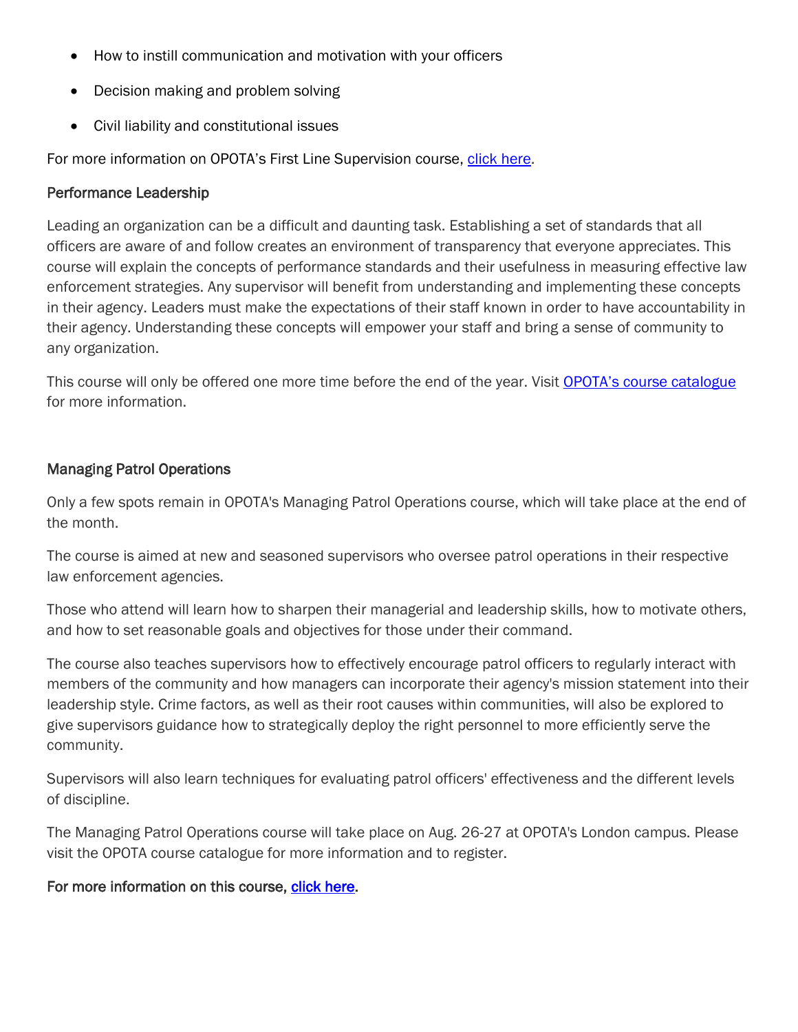- How to instill communication and motivation with your officers
- Decision making and problem solving
- Civil liability and constitutional issues

For more information on OPOTA's First Line Supervision course, click here.

### Performance Leadership

Leading an organization can be a difficult and daunting task. Establishing a set of standards that all officers are aware of and follow creates an environment of transparency that everyone appreciates. This course will explain the concepts of performance standards and their usefulness in measuring effective law enforcement strategies. Any supervisor will benefit from understanding and implementing these concepts in their agency. Leaders must make the expectations of their staff known in order to have accountability in their agency. Understanding these concepts will empower your staff and bring a sense of community to any organization.

This course will only be offered one more time before the end of the year. Visit OPOTA's course catalogue for more information.

### Managing Patrol Operations

Only a few spots remain in OPOTA's Managing Patrol Operations course, which will take place at the end of the month.

The course is aimed at new and seasoned supervisors who oversee patrol operations in their respective law enforcement agencies.

Those who attend will learn how to sharpen their managerial and leadership skills, how to motivate others, and how to set reasonable goals and objectives for those under their command.

The course also teaches supervisors how to effectively encourage patrol officers to regularly interact with members of the community and how managers can incorporate their agency's mission statement into their leadership style. Crime factors, as well as their root causes within communities, will also be explored to give supervisors guidance how to strategically deploy the right personnel to more efficiently serve the community.

Supervisors will also learn techniques for evaluating patrol officers' effectiveness and the different levels of discipline.

The Managing Patrol Operations course will take place on Aug. 26-27 at OPOTA's London campus. Please visit the OPOTA course catalogue for more information and to register.

For more information on this course, click here.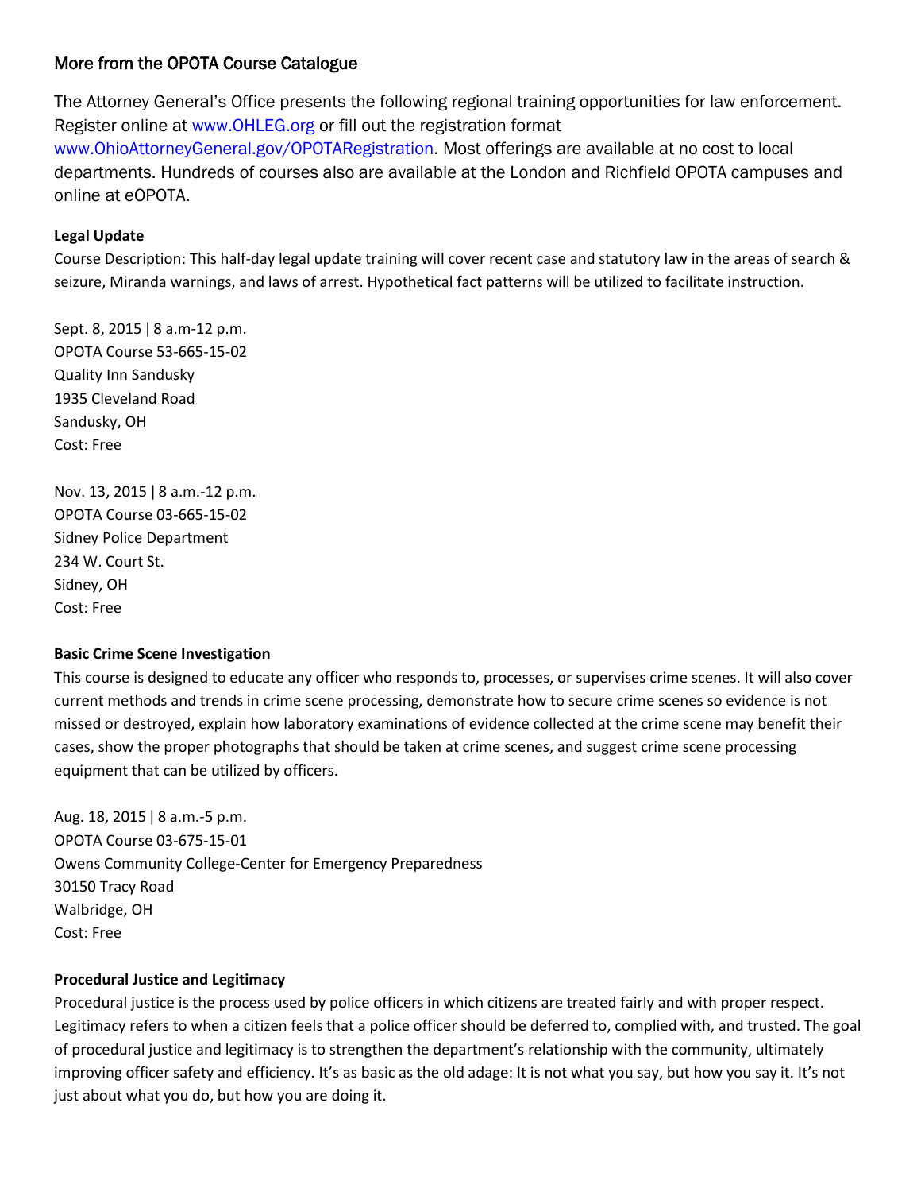## More from the OPOTA Course Catalogue

The Attorney General's Office presents the following regional training opportunities for law enforcement. Register online at www.OHLEG.org or fill out the registration format www.OhioAttorneyGeneral.gov/OPOTARegistration. Most offerings are available at no cost to local departments. Hundreds of courses also are available at the London and Richfield OPOTA campuses and online at eOPOTA.

**Legal Update**

Course Description: This half-day legal update training will cover recent case and statutory law in the areas of search & seizure, Miranda warnings, and laws of arrest. Hypothetical fact patterns will be utilized to facilitate instruction.

Sept. 8, 2015 | 8 a.m-12 p.m.
OPOTA Course 53-665-15-02
Quality Inn Sandusky
1935 Cleveland Road
Sandusky, OH
Cost: Free

Nov. 13, 2015 | 8 a.m.-12 p.m.
OPOTA Course 03-665-15-02
Sidney Police Department
234 W. Court St.
Sidney, OH
Cost: Free

**Basic Crime Scene Investigation**

This course is designed to educate any officer who responds to, processes, or supervises crime scenes. It will also cover current methods and trends in crime scene processing, demonstrate how to secure crime scenes so evidence is not missed or destroyed, explain how laboratory examinations of evidence collected at the crime scene may benefit their cases, show the proper photographs that should be taken at crime scenes, and suggest crime scene processing equipment that can be utilized by officers.

Aug. 18, 2015 | 8 a.m.-5 p.m.
OPOTA Course 03-675-15-01
Owens Community College-Center for Emergency Preparedness
30150 Tracy Road
Walbridge, OH
Cost: Free

**Procedural Justice and Legitimacy**

Procedural justice is the process used by police officers in which citizens are treated fairly and with proper respect. Legitimacy refers to when a citizen feels that a police officer should be deferred to, complied with, and trusted. The goal of procedural justice and legitimacy is to strengthen the department's relationship with the community, ultimately improving officer safety and efficiency. It's as basic as the old adage: It is not what you say, but how you say it. It's not just about what you do, but how you are doing it.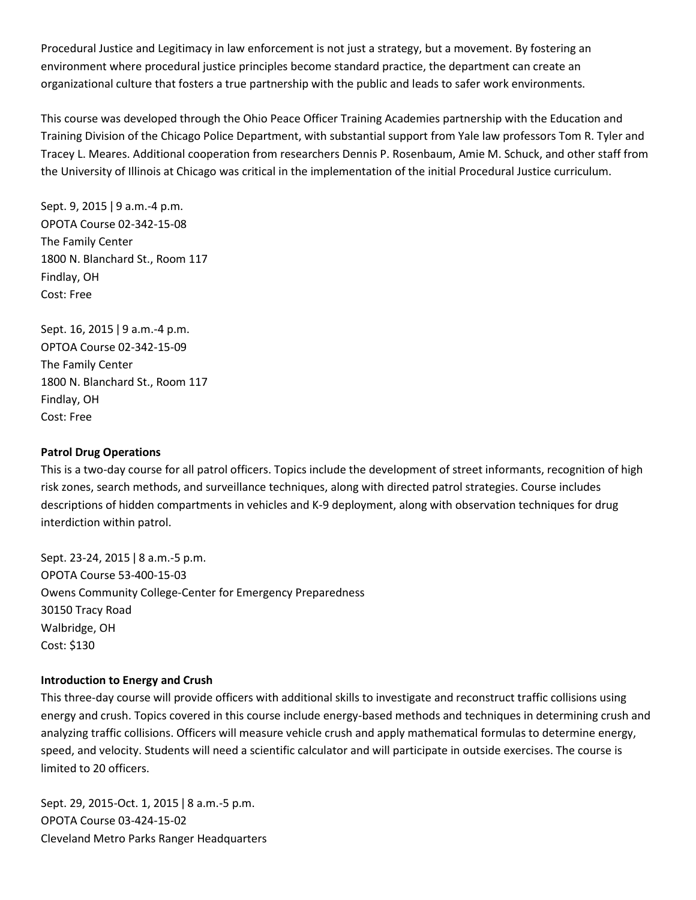Procedural Justice and Legitimacy in law enforcement is not just a strategy, but a movement. By fostering an environment where procedural justice principles become standard practice, the department can create an organizational culture that fosters a true partnership with the public and leads to safer work environments.

This course was developed through the Ohio Peace Officer Training Academies partnership with the Education and Training Division of the Chicago Police Department, with substantial support from Yale law professors Tom R. Tyler and Tracey L. Meares. Additional cooperation from researchers Dennis P. Rosenbaum, Amie M. Schuck, and other staff from the University of Illinois at Chicago was critical in the implementation of the initial Procedural Justice curriculum.

Sept. 9, 2015 | 9 a.m.-4 p.m.
OPOTA Course 02-342-15-08
The Family Center
1800 N. Blanchard St., Room 117
Findlay, OH
Cost: Free

Sept. 16, 2015 | 9 a.m.-4 p.m.
OPTOA Course 02-342-15-09
The Family Center
1800 N. Blanchard St., Room 117
Findlay, OH
Cost: Free

**Patrol Drug Operations**
This is a two-day course for all patrol officers. Topics include the development of street informants, recognition of high risk zones, search methods, and surveillance techniques, along with directed patrol strategies. Course includes descriptions of hidden compartments in vehicles and K-9 deployment, along with observation techniques for drug interdiction within patrol.

Sept. 23-24, 2015 | 8 a.m.-5 p.m.
OPOTA Course 53-400-15-03
Owens Community College-Center for Emergency Preparedness
30150 Tracy Road
Walbridge, OH
Cost: $130

**Introduction to Energy and Crush**
This three-day course will provide officers with additional skills to investigate and reconstruct traffic collisions using energy and crush. Topics covered in this course include energy-based methods and techniques in determining crush and analyzing traffic collisions. Officers will measure vehicle crush and apply mathematical formulas to determine energy, speed, and velocity. Students will need a scientific calculator and will participate in outside exercises. The course is limited to 20 officers.

Sept. 29, 2015-Oct. 1, 2015 | 8 a.m.-5 p.m.
OPOTA Course 03-424-15-02
Cleveland Metro Parks Ranger Headquarters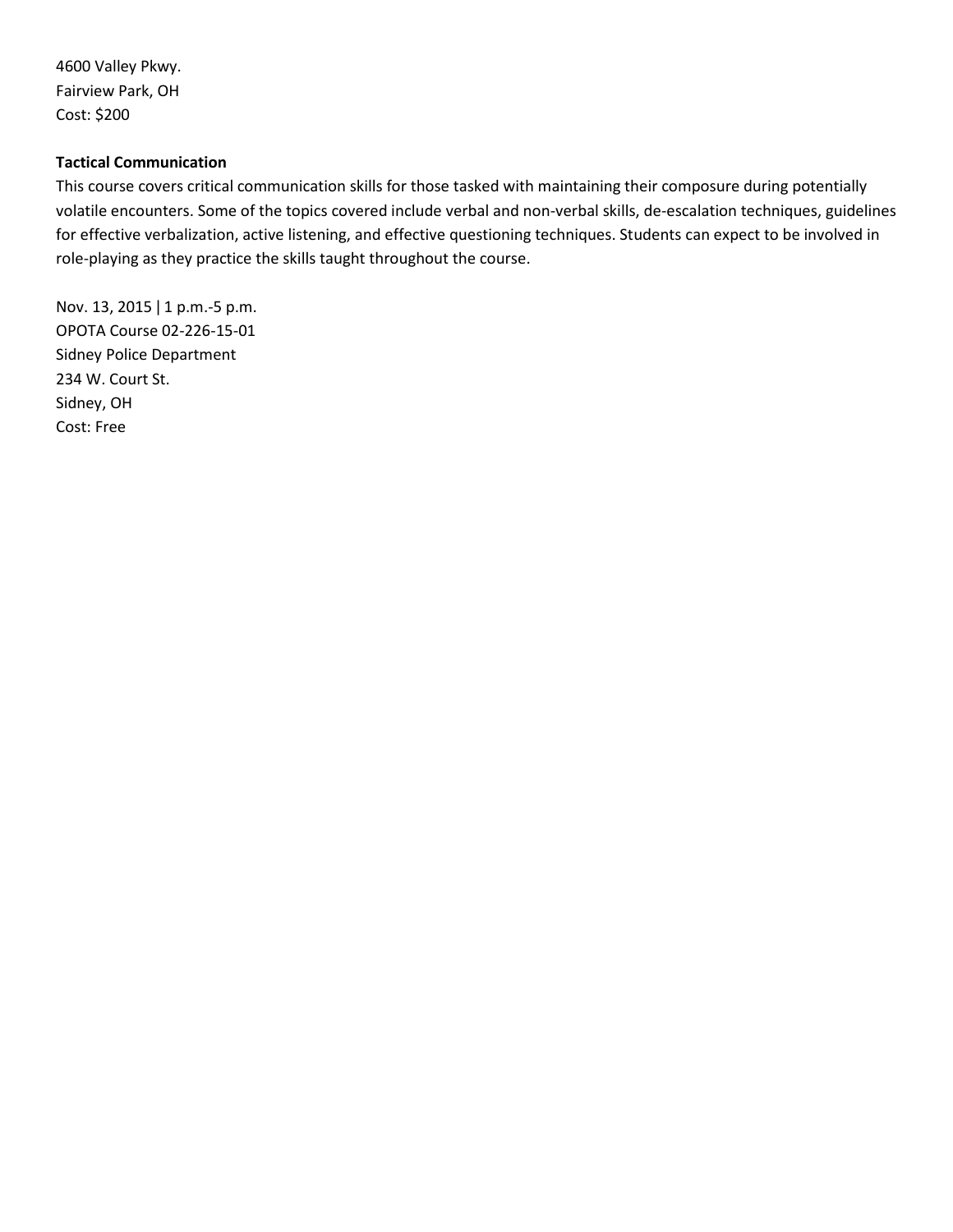4600 Valley Pkwy.  
Fairview Park, OH  
Cost: $200

**Tactical Communication**

This course covers critical communication skills for those tasked with maintaining their composure during potentially volatile encounters. Some of the topics covered include verbal and non-verbal skills, de-escalation techniques, guidelines for effective verbalization, active listening, and effective questioning techniques. Students can expect to be involved in role-playing as they practice the skills taught throughout the course.

Nov. 13, 2015 | 1 p.m.-5 p.m.  
OPOTA Course 02-226-15-01  
Sidney Police Department  
234 W. Court St.  
Sidney, OH  
Cost: Free